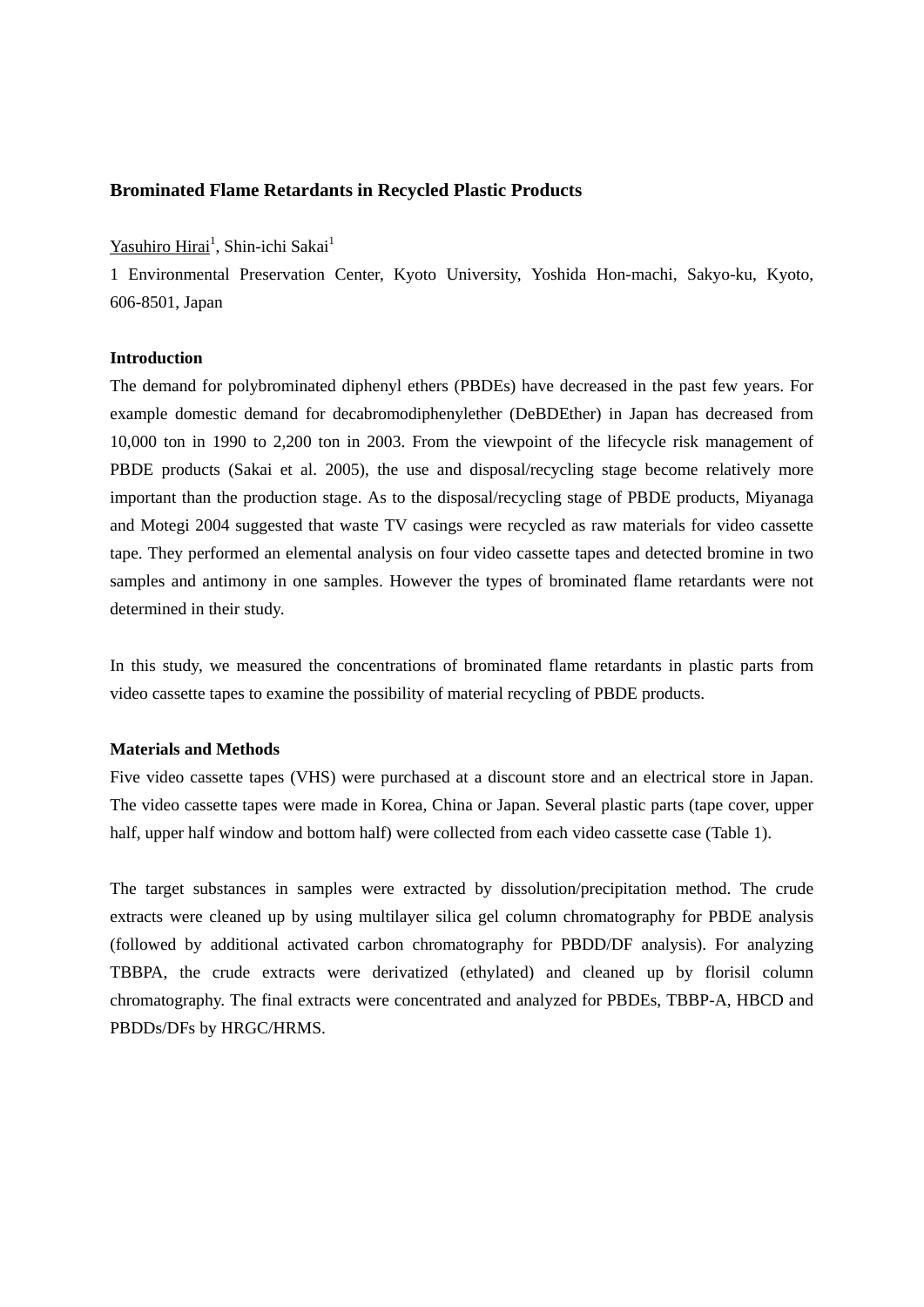# Brominated Flame Retardants in Recycled Plastic Products

Yasuhiro Hirai[1], Shin-ichi Sakai[1]

1 Environmental Preservation Center, Kyoto University, Yoshida Hon-machi, Sakyo-ku, Kyoto, 606-8501, Japan

## Introduction

The demand for polybrominated diphenyl ethers (PBDEs) have decreased in the past few years. For example domestic demand for decabromodiphenylether (DeBDEther) in Japan has decreased from 10,000 ton in 1990 to 2,200 ton in 2003. From the viewpoint of the lifecycle risk management of PBDE products (Sakai et al. 2005), the use and disposal/recycling stage become relatively more important than the production stage. As to the disposal/recycling stage of PBDE products, Miyanaga and Motegi 2004 suggested that waste TV casings were recycled as raw materials for video cassette tape. They performed an elemental analysis on four video cassette tapes and detected bromine in two samples and antimony in one samples. However the types of brominated flame retardants were not determined in their study.

In this study, we measured the concentrations of brominated flame retardants in plastic parts from video cassette tapes to examine the possibility of material recycling of PBDE products.

## Materials and Methods

Five video cassette tapes (VHS) were purchased at a discount store and an electrical store in Japan. The video cassette tapes were made in Korea, China or Japan. Several plastic parts (tape cover, upper half, upper half window and bottom half) were collected from each video cassette case (Table 1).

The target substances in samples were extracted by dissolution/precipitation method. The crude extracts were cleaned up by using multilayer silica gel column chromatography for PBDE analysis (followed by additional activated carbon chromatography for PBDD/DF analysis). For analyzing TBBPA, the crude extracts were derivatized (ethylated) and cleaned up by florisil column chromatography. The final extracts were concentrated and analyzed for PBDEs, TBBP-A, HBCD and PBDDs/DFs by HRGC/HRMS.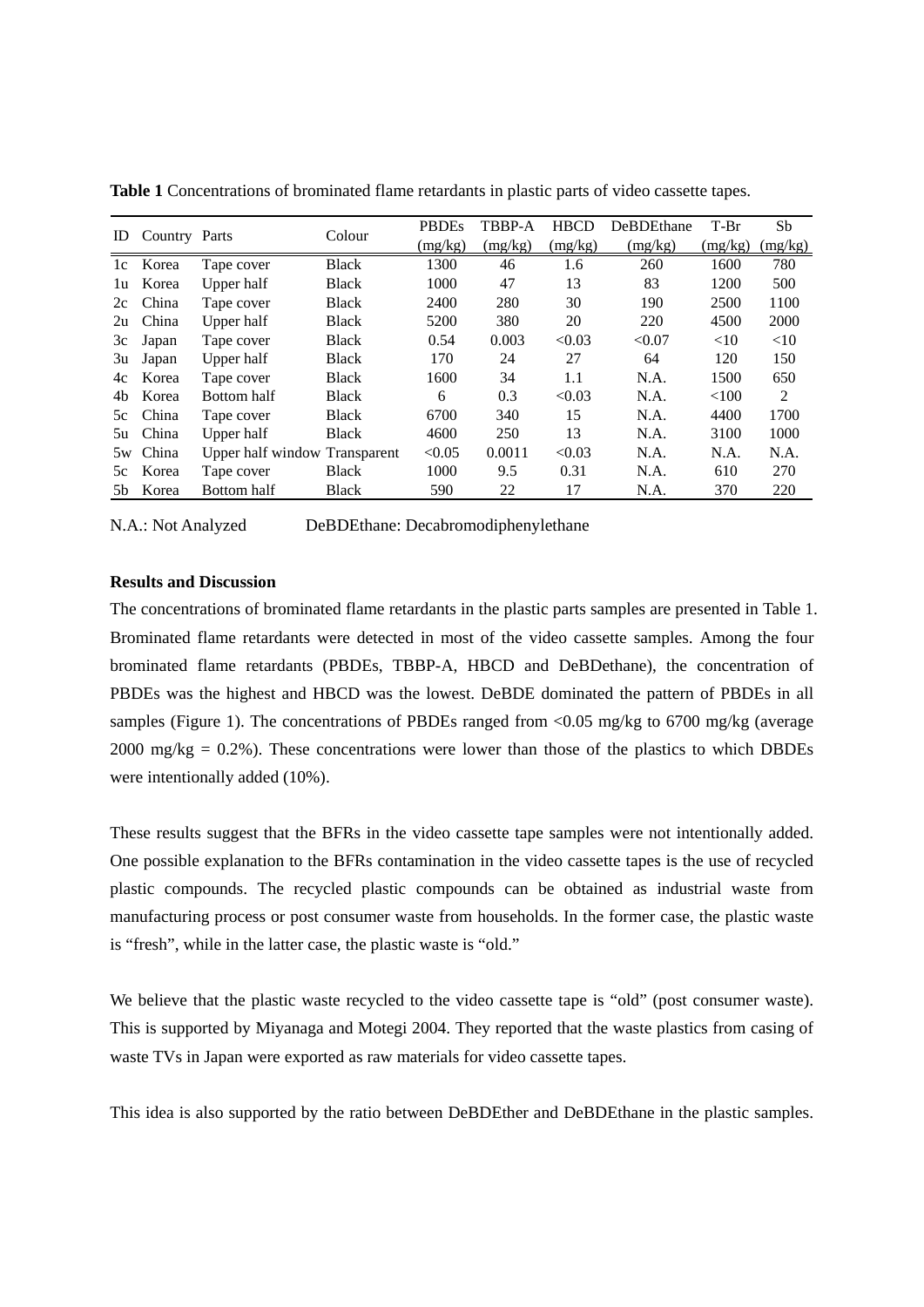**Table 1** Concentrations of brominated flame retardants in plastic parts of video cassette tapes.

| ID | Country | Parts | Colour | PBDEs (mg/kg) | TBBP-A (mg/kg) | HBCD (mg/kg) | DeBDEthane (mg/kg) | T-Br (mg/kg) | Sb (mg/kg) |
|---|---|---|---|---|---|---|---|---|---|
| 1c | Korea | Tape cover | Black | 1300 | 46 | 1.6 | 260 | 1600 | 780 |
| 1u | Korea | Upper half | Black | 1000 | 47 | 13 | 83 | 1200 | 500 |
| 2c | China | Tape cover | Black | 2400 | 280 | 30 | 190 | 2500 | 1100 |
| 2u | China | Upper half | Black | 5200 | 380 | 20 | 220 | 4500 | 2000 |
| 3c | Japan | Tape cover | Black | 0.54 | 0.003 | <0.03 | <0.07 | <10 | <10 |
| 3u | Japan | Upper half | Black | 170 | 24 | 27 | 64 | 120 | 150 |
| 4c | Korea | Tape cover | Black | 1600 | 34 | 1.1 | N.A. | 1500 | 650 |
| 4b | Korea | Bottom half | Black | 6 | 0.3 | <0.03 | N.A. | <100 | 2 |
| 5c | China | Tape cover | Black | 6700 | 340 | 15 | N.A. | 4400 | 1700 |
| 5u | China | Upper half | Black | 4600 | 250 | 13 | N.A. | 3100 | 1000 |
| 5w | China | Upper half window | Transparent | <0.05 | 0.0011 | <0.03 | N.A. | N.A. | N.A. |
| 5c | Korea | Tape cover | Black | 1000 | 9.5 | 0.31 | N.A. | 610 | 270 |
| 5b | Korea | Bottom half | Black | 590 | 22 | 17 | N.A. | 370 | 220 |

N.A.: Not Analyzed DeBDEthane: Decabromodiphenylethane

**Results and Discussion**

The concentrations of brominated flame retardants in the plastic parts samples are presented in Table 1. Brominated flame retardants were detected in most of the video cassette samples. Among the four brominated flame retardants (PBDEs, TBBP-A, HBCD and DeBDethane), the concentration of PBDEs was the highest and HBCD was the lowest. DeBDE dominated the pattern of PBDEs in all samples (Figure 1). The concentrations of PBDEs ranged from <0.05 mg/kg to 6700 mg/kg (average 2000 mg/kg = 0.2%). These concentrations were lower than those of the plastics to which DBDEs were intentionally added (10%).

These results suggest that the BFRs in the video cassette tape samples were not intentionally added. One possible explanation to the BFRs contamination in the video cassette tapes is the use of recycled plastic compounds. The recycled plastic compounds can be obtained as industrial waste from manufacturing process or post consumer waste from households. In the former case, the plastic waste is "fresh", while in the latter case, the plastic waste is "old."

We believe that the plastic waste recycled to the video cassette tape is "old" (post consumer waste). This is supported by Miyanaga and Motegi 2004. They reported that the waste plastics from casing of waste TVs in Japan were exported as raw materials for video cassette tapes.

This idea is also supported by the ratio between DeBDEther and DeBDEthane in the plastic samples.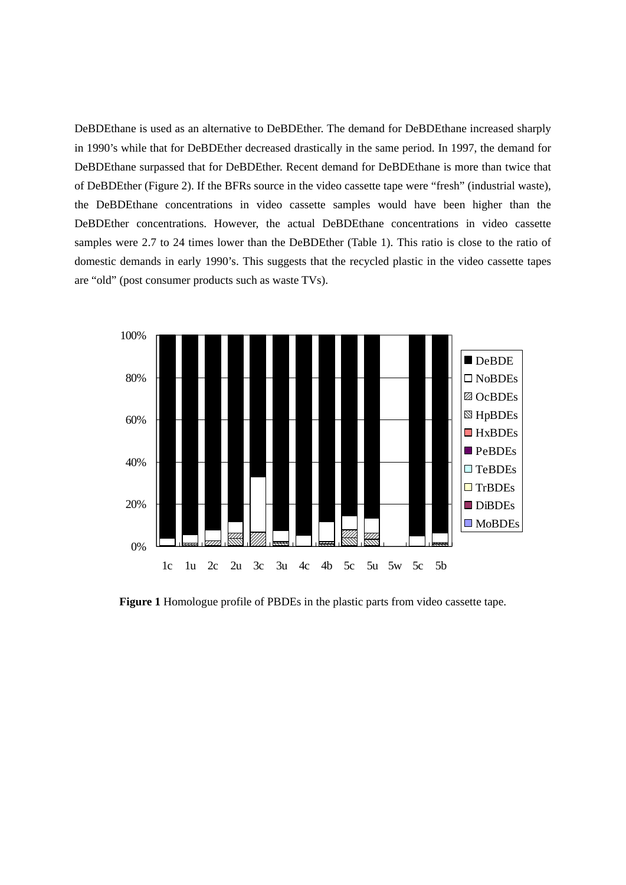DeBDEthane is used as an alternative to DeBDEther. The demand for DeBDEthane increased sharply in 1990's while that for DeBDEther decreased drastically in the same period. In 1997, the demand for DeBDEthane surpassed that for DeBDEther. Recent demand for DeBDEthane is more than twice that of DeBDEther (Figure 2). If the BFRs source in the video cassette tape were "fresh" (industrial waste), the DeBDEthane concentrations in video cassette samples would have been higher than the DeBDEther concentrations. However, the actual DeBDEthane concentrations in video cassette samples were 2.7 to 24 times lower than the DeBDEther (Table 1). This ratio is close to the ratio of domestic demands in early 1990's. This suggests that the recycled plastic in the video cassette tapes are "old" (post consumer products such as waste TVs).

**Figure 1** Homologue profile of PBDEs in the plastic parts from video cassette tape.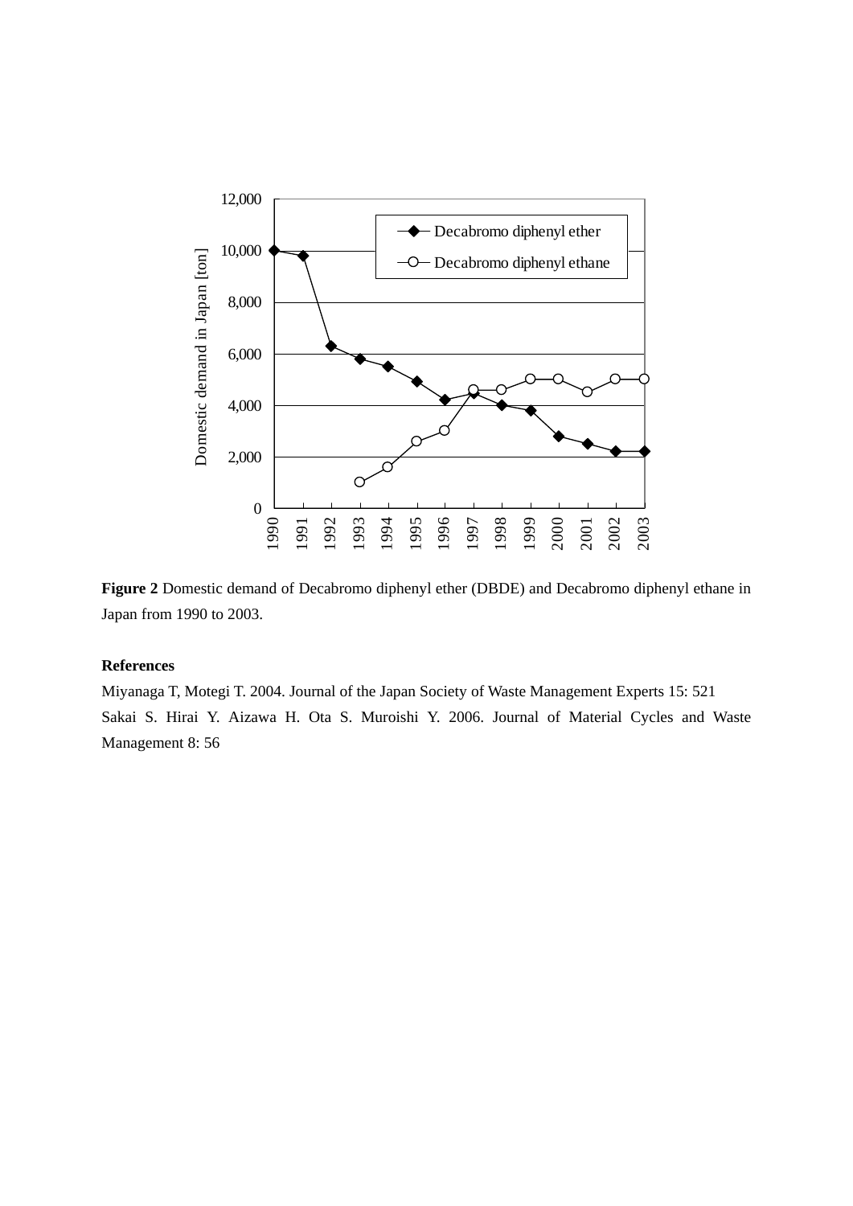12,000
10,000
8,000
6,000
4,000
2,000
0

Domestic demand in Japan [ton]

Decabromo diphenyl ether
Decabromo diphenyl ethane

1990 1991 1992 1993 1994 1995 1996 1997 1998 1999 2000 2001 2002 2003

**Figure 2** Domestic demand of Decabromo diphenyl ether (DBDE) and Decabromo diphenyl ethane in Japan from 1990 to 2003.

**References**

Miyanaga T, Motegi T. 2004. Journal of the Japan Society of Waste Management Experts 15: 521

Sakai S. Hirai Y. Aizawa H. Ota S. Muroishi Y. 2006. Journal of Material Cycles and Waste Management 8: 56